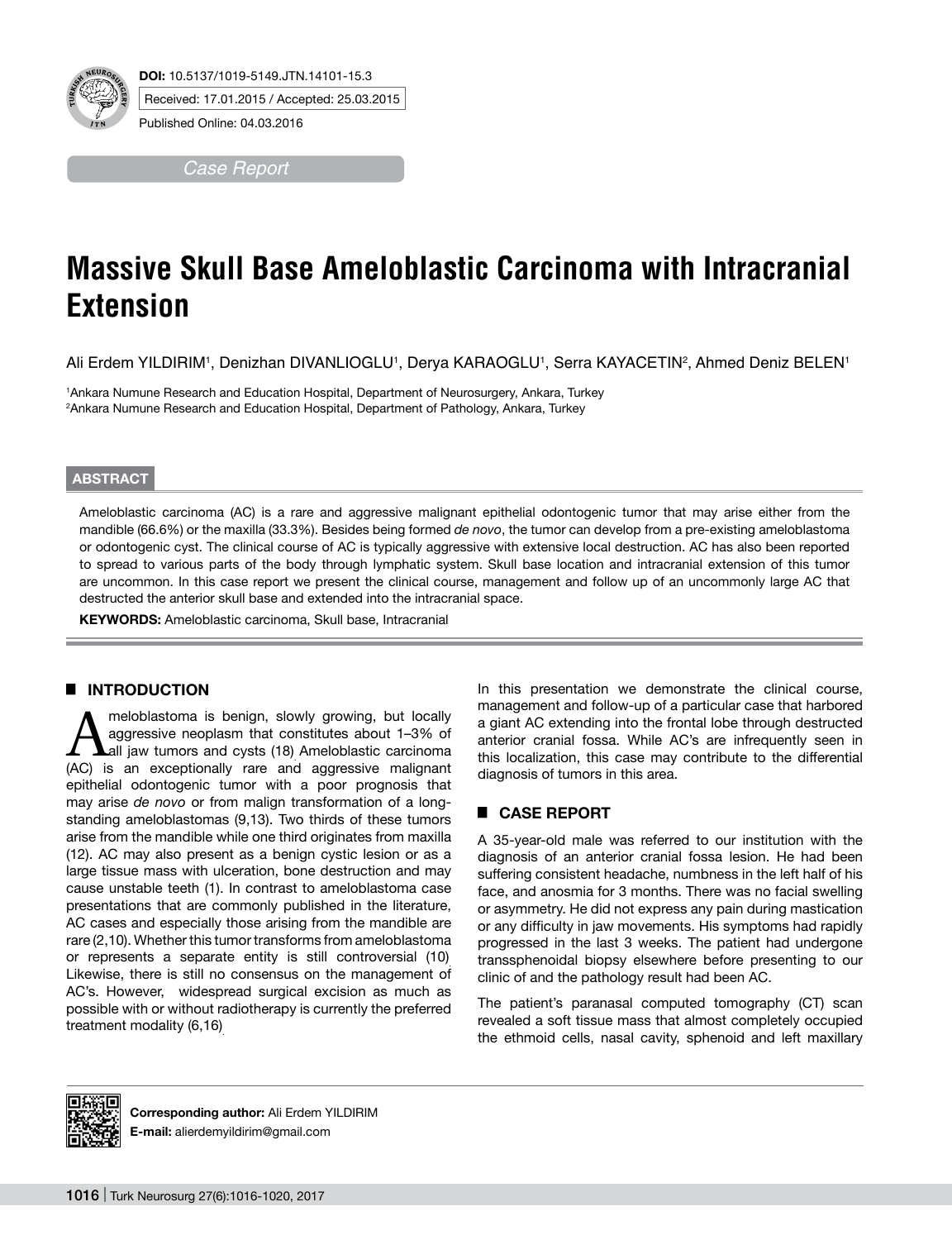**DOI:** 10.5137/1019-5149.JTN.14101-15.3

Received: 17.01.2015 / Accepted: 25.03.2015

Published Online: 04.03.2016

*Case Report*

# Massive Skull Base Ameloblastic Carcinoma with Intracranial Extension

Ali Erdem YILDIRIM[1], Denizhan DIVANLIOGLU[1], Derya KARAOGLU[1], Serra KAYACETIN[2], Ahmed Deniz BELEN[1]

[1]Ankara Numune Research and Education Hospital, Department of Neurosurgery, Ankara, Turkey
[2]Ankara Numune Research and Education Hospital, Department of Pathology, Ankara, Turkey

## ABSTRACT

Ameloblastic carcinoma (AC) is a rare and aggressive malignant epithelial odontogenic tumor that may arise either from the mandible (66.6%) or the maxilla (33.3%). Besides being formed *de novo*, the tumor can develop from a pre-existing ameloblastoma or odontogenic cyst. The clinical course of AC is typically aggressive with extensive local destruction. AC has also been reported to spread to various parts of the body through lymphatic system. Skull base location and intracranial extension of this tumor are uncommon. In this case report we present the clinical course, management and follow up of an uncommonly large AC that destructed the anterior skull base and extended into the intracranial space.

**KEYWORDS:** Ameloblastic carcinoma, Skull base, Intracranial

## INTRODUCTION

Ameloblastoma is benign, slowly growing, but locally aggressive neoplasm that constitutes about 1–3% of all jaw tumors and cysts (18) Ameloblastic carcinoma (AC) is an exceptionally rare and aggressive malignant epithelial odontogenic tumor with a poor prognosis that may arise *de novo* or from malign transformation of a long-standing ameloblastomas (9,13). Two thirds of these tumors arise from the mandible while one third originates from maxilla (12). AC may also present as a benign cystic lesion or as a large tissue mass with ulceration, bone destruction and may cause unstable teeth (1). In contrast to ameloblastoma case presentations that are commonly published in the literature, AC cases and especially those arising from the mandible are rare (2,10). Whether this tumor transforms from ameloblastoma or represents a separate entity is still controversial (10). Likewise, there is still no consensus on the management of AC's. However, widespread surgical excision as much as possible with or without radiotherapy is currently the preferred treatment modality (6,16).

In this presentation we demonstrate the clinical course, management and follow-up of a particular case that harbored a giant AC extending into the frontal lobe through destructed anterior cranial fossa. While AC's are infrequently seen in this localization, this case may contribute to the differential diagnosis of tumors in this area.

## CASE REPORT

A 35-year-old male was referred to our institution with the diagnosis of an anterior cranial fossa lesion. He had been suffering consistent headache, numbness in the left half of his face, and anosmia for 3 months. There was no facial swelling or asymmetry. He did not express any pain during mastication or any difficulty in jaw movements. His symptoms had rapidly progressed in the last 3 weeks. The patient had undergone transsphenoidal biopsy elsewhere before presenting to our clinic of and the pathology result had been AC.

The patient's paranasal computed tomography (CT) scan revealed a soft tissue mass that almost completely occupied the ethmoid cells, nasal cavity, sphenoid and left maxillary

**Corresponding author:** Ali Erdem YILDIRIM
**E-mail:** alierdemyildirim@gmail.com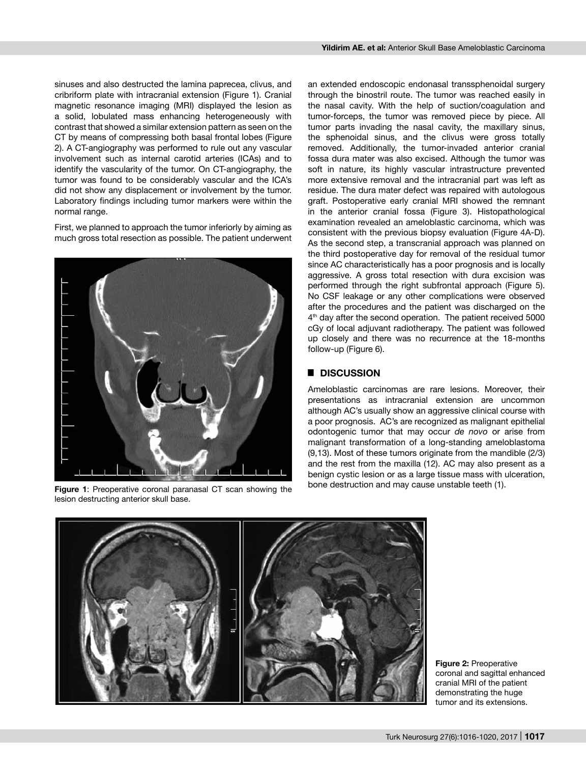sinuses and also destructed the lamina paprecea, clivus, and cribriform plate with intracranial extension (Figure 1). Cranial magnetic resonance imaging (MRI) displayed the lesion as a solid, lobulated mass enhancing heterogeneously with contrast that showed a similar extension pattern as seen on the CT by means of compressing both basal frontal lobes (Figure 2). A CT-angiography was performed to rule out any vascular involvement such as internal carotid arteries (ICAs) and to identify the vascularity of the tumor. On CT-angiography, the tumor was found to be considerably vascular and the ICA's did not show any displacement or involvement by the tumor. Laboratory findings including tumor markers were within the normal range.

First, we planned to approach the tumor inferiorly by aiming as much gross total resection as possible. The patient underwent an extended endoscopic endonasal transsphenoidal surgery through the binostril route. The tumor was reached easily in the nasal cavity. With the help of suction/coagulation and tumor-forceps, the tumor was removed piece by piece. All tumor parts invading the nasal cavity, the maxillary sinus, the sphenoidal sinus, and the clivus were gross totally removed. Additionally, the tumor-invaded anterior cranial fossa dura mater was also excised. Although the tumor was soft in nature, its highly vascular intrastructure prevented more extensive removal and the intracranial part was left as residue. The dura mater defect was repaired with autologous graft. Postoperative early cranial MRI showed the remnant in the anterior cranial fossa (Figure 3). Histopathological examination revealed an ameloblastic carcinoma, which was consistent with the previous biopsy evaluation (Figure 4A-D). As the second step, a transcranial approach was planned on the third postoperative day for removal of the residual tumor since AC characteristically has a poor prognosis and is locally aggressive. A gross total resection with dura excision was performed through the right subfrontal approach (Figure 5). No CSF leakage or any other complications were observed after the procedures and the patient was discharged on the 4th day after the second operation. The patient received 5000 cGy of local adjuvant radiotherapy. The patient was followed up closely and there was no recurrence at the 18-months follow-up (Figure 6).

**Figure 1**: Preoperative coronal paranasal CT scan showing the lesion destructing anterior skull base.

## DISCUSSION

Ameloblastic carcinomas are rare lesions. Moreover, their presentations as intracranial extension are uncommon although AC's usually show an aggressive clinical course with a poor prognosis. AC's are recognized as malignant epithelial odontogenic tumor that may occur *de novo* or arise from malignant transformation of a long-standing ameloblastoma (9,13). Most of these tumors originate from the mandible (2/3) and the rest from the maxilla (12). AC may also present as a benign cystic lesion or as a large tissue mass with ulceration, bone destruction and may cause unstable teeth (1).

**Figure 2:** Preoperative coronal and sagittal enhanced cranial MRI of the patient demonstrating the huge tumor and its extensions.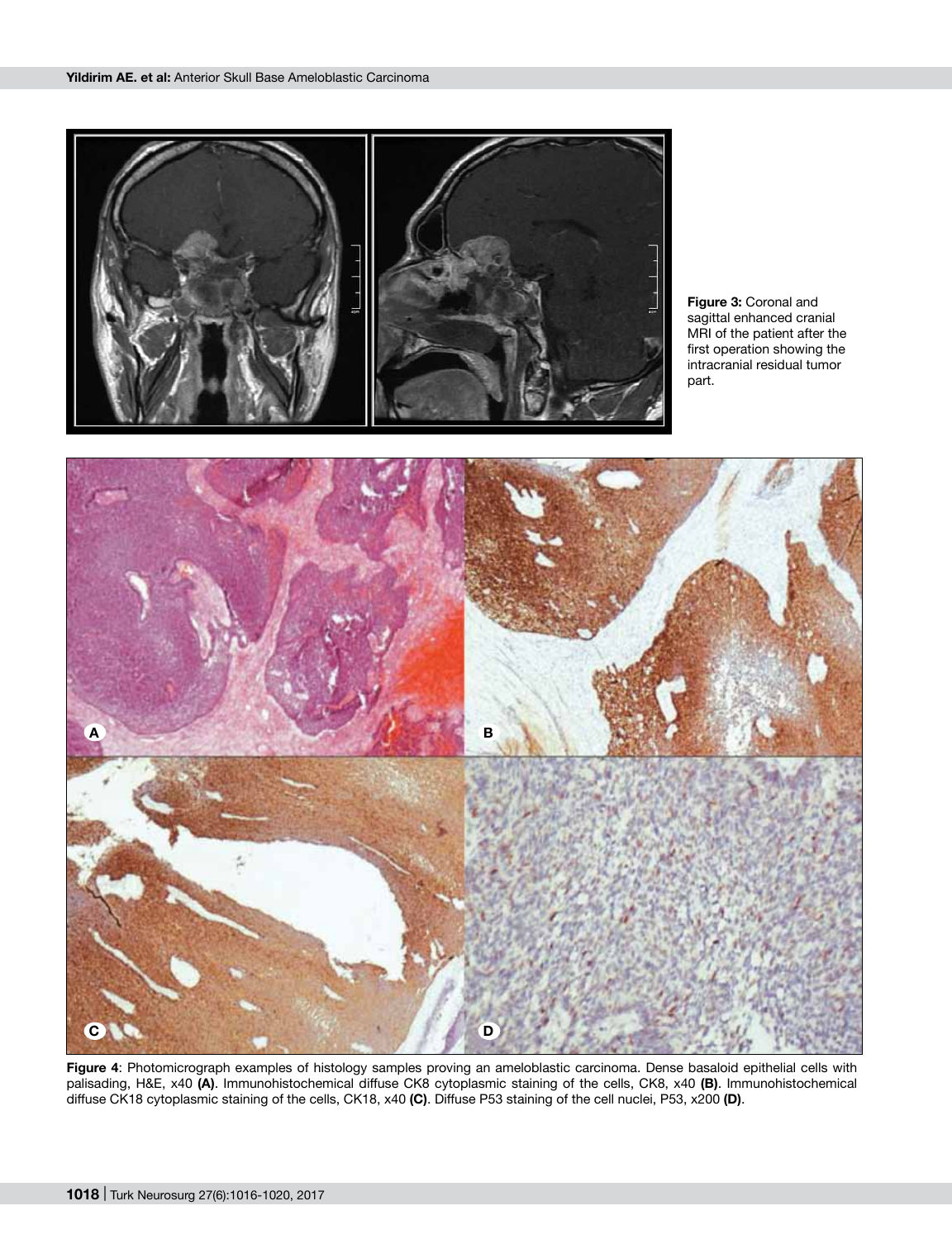**Figure 3:** Coronal and sagittal enhanced cranial MRI of the patient after the first operation showing the intracranial residual tumor part.

**Figure 4**: Photomicrograph examples of histology samples proving an ameloblastic carcinoma. Dense basaloid epithelial cells with palisading, H&E, x40 **(A)**. Immunohistochemical diffuse CK8 cytoplasmic staining of the cells, CK8, x40 **(B)**. Immunohistochemical diffuse CK18 cytoplasmic staining of the cells, CK18, x40 **(C)**. Diffuse P53 staining of the cell nuclei, P53, x200 **(D)**.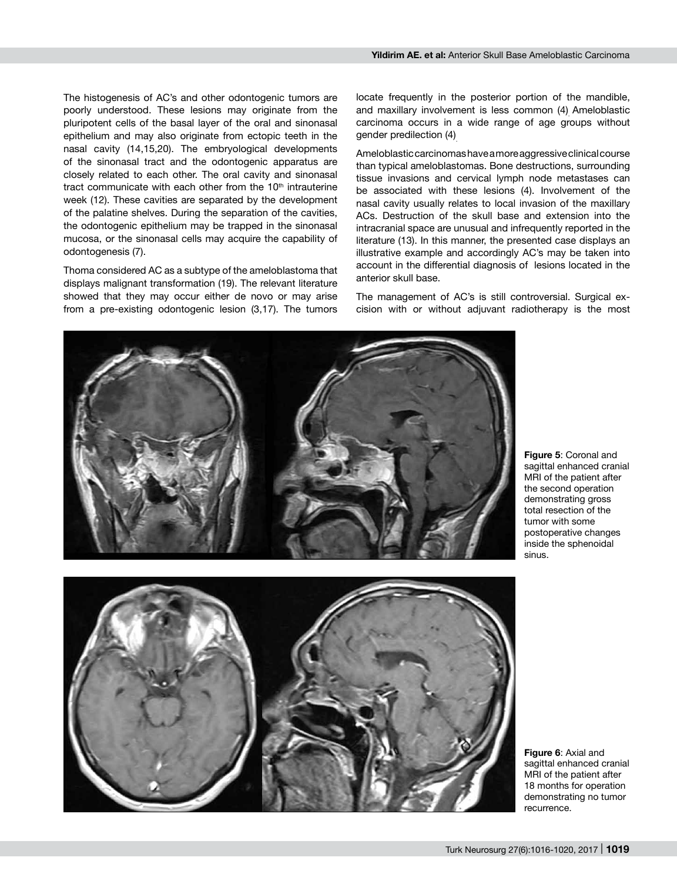The histogenesis of AC's and other odontogenic tumors are poorly understood. These lesions may originate from the pluripotent cells of the basal layer of the oral and sinonasal epithelium and may also originate from ectopic teeth in the nasal cavity (14,15,20). The embryological developments of the sinonasal tract and the odontogenic apparatus are closely related to each other. The oral cavity and sinonasal tract communicate with each other from the 10th intrauterine week (12). These cavities are separated by the development of the palatine shelves. During the separation of the cavities, the odontogenic epithelium may be trapped in the sinonasal mucosa, or the sinonasal cells may acquire the capability of odontogenesis (7).

Thoma considered AC as a subtype of the ameloblastoma that displays malignant transformation (19). The relevant literature showed that they may occur either de novo or may arise from a pre-existing odontogenic lesion (3,17). The tumors locate frequently in the posterior portion of the mandible, and maxillary involvement is less common (4). Ameloblastic carcinoma occurs in a wide range of age groups without gender predilection (4).

Ameloblastic carcinomas have a more aggressive clinical course than typical ameloblastomas. Bone destructions, surrounding tissue invasions and cervical lymph node metastases can be associated with these lesions (4). Involvement of the nasal cavity usually relates to local invasion of the maxillary ACs. Destruction of the skull base and extension into the intracranial space are unusual and infrequently reported in the literature (13). In this manner, the presented case displays an illustrative example and accordingly AC's may be taken into account in the differential diagnosis of lesions located in the anterior skull base.

The management of AC's is still controversial. Surgical excision with or without adjuvant radiotherapy is the most

**Figure 5**: Coronal and sagittal enhanced cranial MRI of the patient after the second operation demonstrating gross total resection of the tumor with some postoperative changes inside the sphenoidal sinus.

**Figure 6**: Axial and sagittal enhanced cranial MRI of the patient after 18 months for operation demonstrating no tumor recurrence.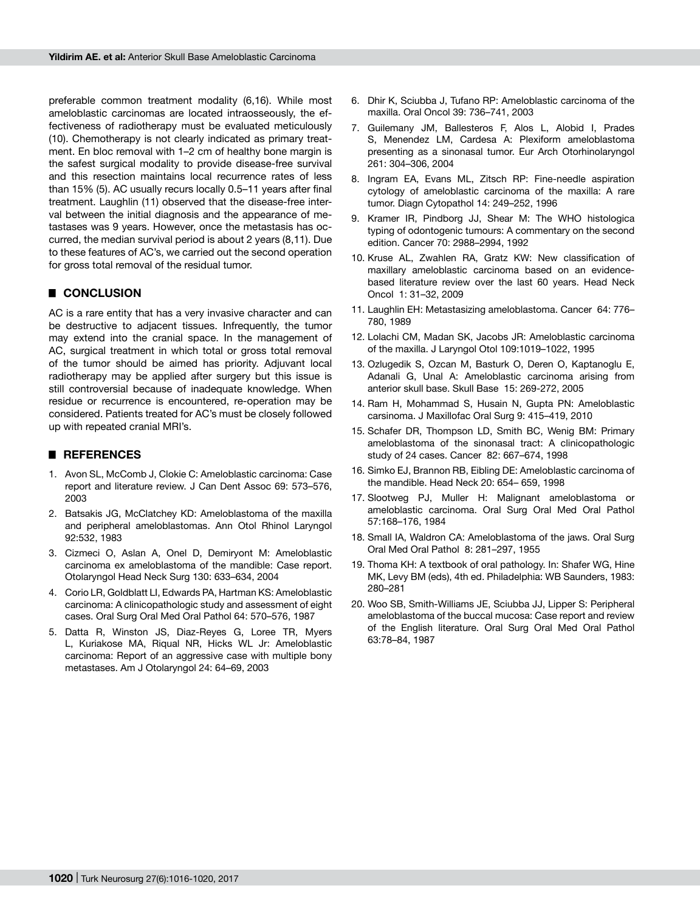preferable common treatment modality (6,16). While most ameloblastic carcinomas are located intraosseously, the effectiveness of radiotherapy must be evaluated meticulously (10). Chemotherapy is not clearly indicated as primary treatment. En bloc removal with 1–2 cm of healthy bone margin is the safest surgical modality to provide disease-free survival and this resection maintains local recurrence rates of less than 15% (5). AC usually recurs locally 0.5–11 years after final treatment. Laughlin (11) observed that the disease-free interval between the initial diagnosis and the appearance of metastases was 9 years. However, once the metastasis has occurred, the median survival period is about 2 years (8,11). Due to these features of AC's, we carried out the second operation for gross total removal of the residual tumor.

## ■ CONCLUSION

AC is a rare entity that has a very invasive character and can be destructive to adjacent tissues. Infrequently, the tumor may extend into the cranial space. In the management of AC, surgical treatment in which total or gross total removal of the tumor should be aimed has priority. Adjuvant local radiotherapy may be applied after surgery but this issue is still controversial because of inadequate knowledge. When residue or recurrence is encountered, re-operation may be considered. Patients treated for AC's must be closely followed up with repeated cranial MRI's.

## ■ REFERENCES

1. Avon SL, McComb J, Clokie C: Ameloblastic carcinoma: Case report and literature review. J Can Dent Assoc 69: 573–576, 2003
2. Batsakis JG, McClatchey KD: Ameloblastoma of the maxilla and peripheral ameloblastomas. Ann Otol Rhinol Laryngol 92:532, 1983
3. Cizmeci O, Aslan A, Onel D, Demiryont M: Ameloblastic carcinoma ex ameloblastoma of the mandible: Case report. Otolaryngol Head Neck Surg 130: 633–634, 2004
4. Corio LR, Goldblatt LI, Edwards PA, Hartman KS: Ameloblastic carcinoma: A clinicopathologic study and assessment of eight cases. Oral Surg Oral Med Oral Pathol 64: 570–576, 1987
5. Datta R, Winston JS, Diaz-Reyes G, Loree TR, Myers L, Kuriakose MA, Rigual NR, Hicks WL Jr: Ameloblastic carcinoma: Report of an aggressive case with multiple bony metastases. Am J Otolaryngol 24: 64–69, 2003
6. Dhir K, Sciubba J, Tufano RP: Ameloblastic carcinoma of the maxilla. Oral Oncol 39: 736–741, 2003
7. Guilemany JM, Ballesteros F, Alos L, Alobid I, Prades S, Menendez LM, Cardesa A: Plexiform ameloblastoma presenting as a sinonasal tumor. Eur Arch Otorhinolaryngol 261: 304–306, 2004
8. Ingram EA, Evans ML, Zitsch RP: Fine-needle aspiration cytology of ameloblastic carcinoma of the maxilla: A rare tumor. Diagn Cytopathol 14: 249–252, 1996
9. Kramer IR, Pindborg JJ, Shear M: The WHO histologica typing of odontogenic tumours: A commentary on the second edition. Cancer 70: 2988–2994, 1992
10. Kruse AL, Zwahlen RA, Gratz KW: New classification of maxillary ameloblastic carcinoma based on an evidence-based literature review over the last 60 years. Head Neck Oncol 1: 31–32, 2009
11. Laughlin EH: Metastasizing ameloblastoma. Cancer 64: 776–780, 1989
12. Lolachi CM, Madan SK, Jacobs JR: Ameloblastic carcinoma of the maxilla. J Laryngol Otol 109:1019–1022, 1995
13. Ozlugedik S, Ozcan M, Basturk O, Deren O, Kaptanoglu E, Adanali G, Unal A: Ameloblastic carcinoma arising from anterior skull base. Skull Base 15: 269-272, 2005
14. Ram H, Mohammad S, Husain N, Gupta PN: Ameloblastic carsinoma. J Maxillofac Oral Surg 9: 415–419, 2010
15. Schafer DR, Thompson LD, Smith BC, Wenig BM: Primary ameloblastoma of the sinonasal tract: A clinicopathologic study of 24 cases. Cancer 82: 667–674, 1998
16. Simko EJ, Brannon RB, Eibling DE: Ameloblastic carcinoma of the mandible. Head Neck 20: 654– 659, 1998
17. Slootweg PJ, Muller H: Malignant ameloblastoma or ameloblastic carcinoma. Oral Surg Oral Med Oral Pathol 57:168–176, 1984
18. Small IA, Waldron CA: Ameloblastoma of the jaws. Oral Surg Oral Med Oral Pathol 8: 281–297, 1955
19. Thoma KH: A textbook of oral pathology. In: Shafer WG, Hine MK, Levy BM (eds), 4th ed. Philadelphia: WB Saunders, 1983: 280–281
20. Woo SB, Smith-Williams JE, Sciubba JJ, Lipper S: Peripheral ameloblastoma of the buccal mucosa: Case report and review of the English literature. Oral Surg Oral Med Oral Pathol 63:78–84, 1987